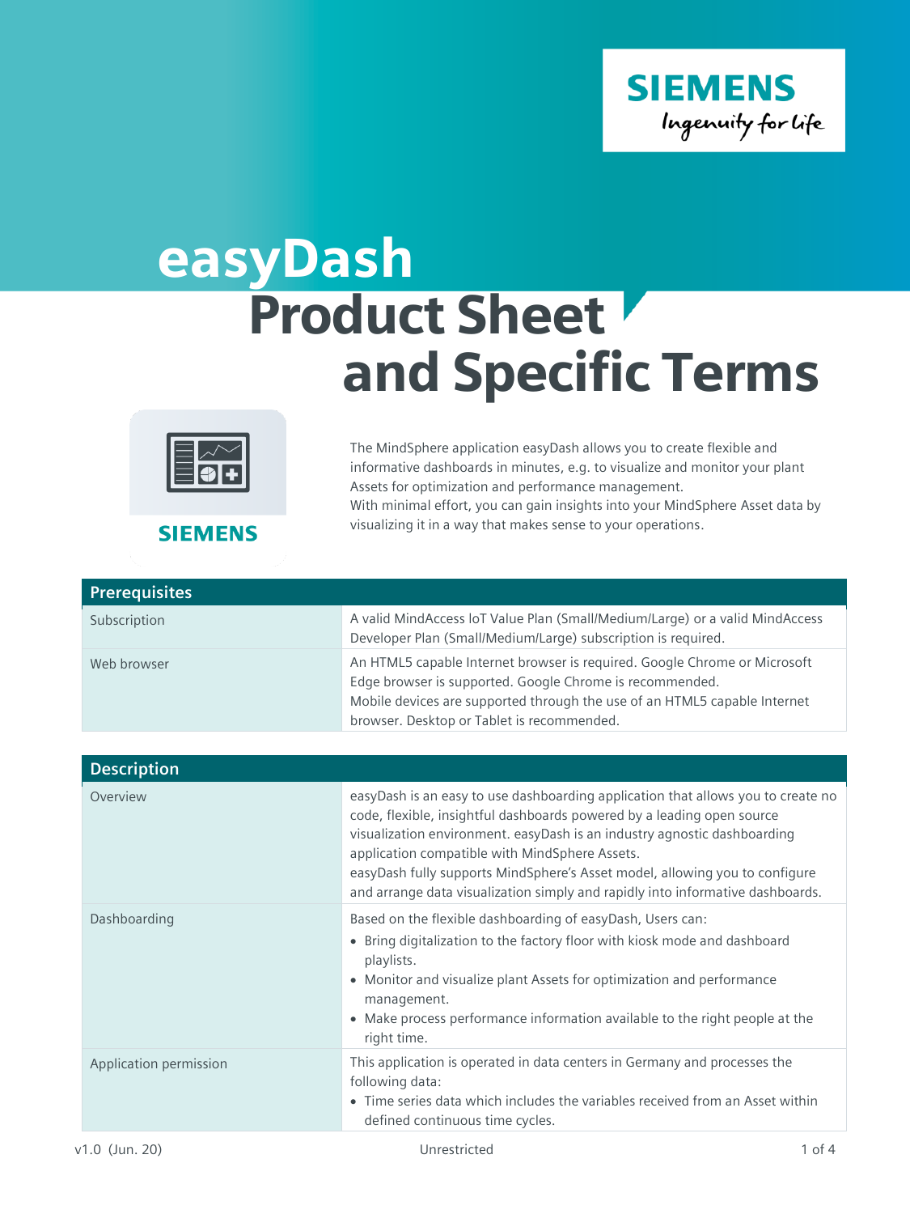# easyDash Product Sheet and Specific Terms

The MindSphere application easyDash allows you to create flexible and informative dashboards in minutes, e.g. to visualize and monitor your plant Assets for optimization and performance management.
With minimal effort, you can gain insights into your MindSphere Asset data by visualizing it in a way that makes sense to your operations.

| Prerequisites | |
|---|---|
| Subscription | A valid MindAccess IoT Value Plan (Small/Medium/Large) or a valid MindAccess Developer Plan (Small/Medium/Large) subscription is required. |
| Web browser | An HTML5 capable Internet browser is required. Google Chrome or Microsoft Edge browser is supported. Google Chrome is recommended.<br>Mobile devices are supported through the use of an HTML5 capable Internet browser. Desktop or Tablet is recommended. |

| Description | |
|---|---|
| Overview | easyDash is an easy to use dashboarding application that allows you to create no code, flexible, insightful dashboards powered by a leading open source visualization environment. easyDash is an industry agnostic dashboarding application compatible with MindSphere Assets.<br>easyDash fully supports MindSphere's Asset model, allowing you to configure and arrange data visualization simply and rapidly into informative dashboards. |
| Dashboarding | Based on the flexible dashboarding of easyDash, Users can:<br>• Bring digitalization to the factory floor with kiosk mode and dashboard playlists.<br>• Monitor and visualize plant Assets for optimization and performance management.<br>• Make process performance information available to the right people at the right time. |
| Application permission | This application is operated in data centers in Germany and processes the following data:<br>• Time series data which includes the variables received from an Asset within defined continuous time cycles. |

v1.0 (Jun. 20) Unrestricted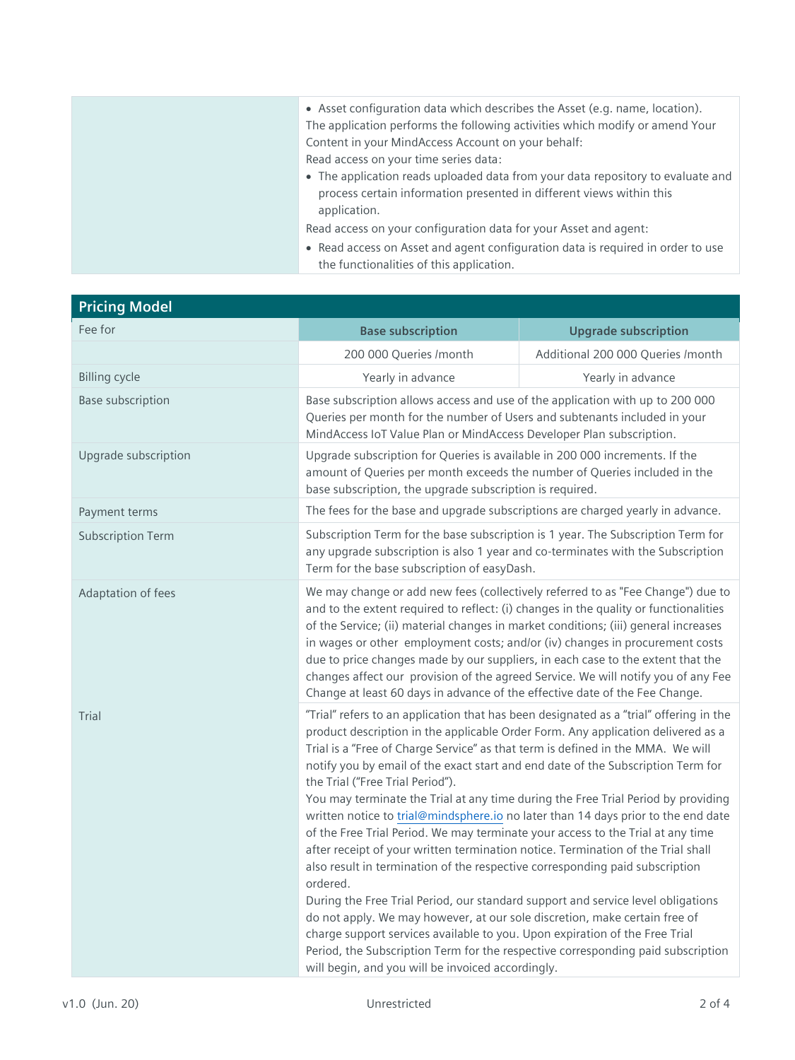| | |
|---|---|
| | • Asset configuration data which describes the Asset (e.g. name, location).<br>The application performs the following activities which modify or amend Your Content in your MindAccess Account on your behalf:<br>Read access on your time series data:<br>• The application reads uploaded data from your data repository to evaluate and process certain information presented in different views within this application.<br>Read access on your configuration data for your Asset and agent:<br>• Read access on Asset and agent configuration data is required in order to use the functionalities of this application. |

## Pricing Model

| Fee for | Base subscription | Upgrade subscription |
|---|---|---|
| | 200 000 Queries /month | Additional 200 000 Queries /month |
| Billing cycle | Yearly in advance | Yearly in advance |
| Base subscription | Base subscription allows access and use of the application with up to 200 000 Queries per month for the number of Users and subtenants included in your MindAccess IoT Value Plan or MindAccess Developer Plan subscription. | |
| Upgrade subscription | Upgrade subscription for Queries is available in 200 000 increments. If the amount of Queries per month exceeds the number of Queries included in the base subscription, the upgrade subscription is required. | |
| Payment terms | The fees for the base and upgrade subscriptions are charged yearly in advance. | |
| Subscription Term | Subscription Term for the base subscription is 1 year. The Subscription Term for any upgrade subscription is also 1 year and co-terminates with the Subscription Term for the base subscription of easyDash. | |
| Adaptation of fees | We may change or add new fees (collectively referred to as "Fee Change") due to and to the extent required to reflect: (i) changes in the quality or functionalities of the Service; (ii) material changes in market conditions; (iii) general increases in wages or other employment costs; and/or (iv) changes in procurement costs due to price changes made by our suppliers, in each case to the extent that the changes affect our provision of the agreed Service. We will notify you of any Fee Change at least 60 days in advance of the effective date of the Fee Change. | |
| Trial | "Trial" refers to an application that has been designated as a "trial" offering in the product description in the applicable Order Form. Any application delivered as a Trial is a "Free of Charge Service" as that term is defined in the MMA. We will notify you by email of the exact start and end date of the Subscription Term for the Trial ("Free Trial Period").<br>You may terminate the Trial at any time during the Free Trial Period by providing written notice to trial@mindsphere.io no later than 14 days prior to the end date of the Free Trial Period. We may terminate your access to the Trial at any time after receipt of your written termination notice. Termination of the Trial shall also result in termination of the respective corresponding paid subscription ordered.<br>During the Free Trial Period, our standard support and service level obligations do not apply. We may however, at our sole discretion, make certain free of charge support services available to you. Upon expiration of the Free Trial Period, the Subscription Term for the respective corresponding paid subscription will begin, and you will be invoiced accordingly. | |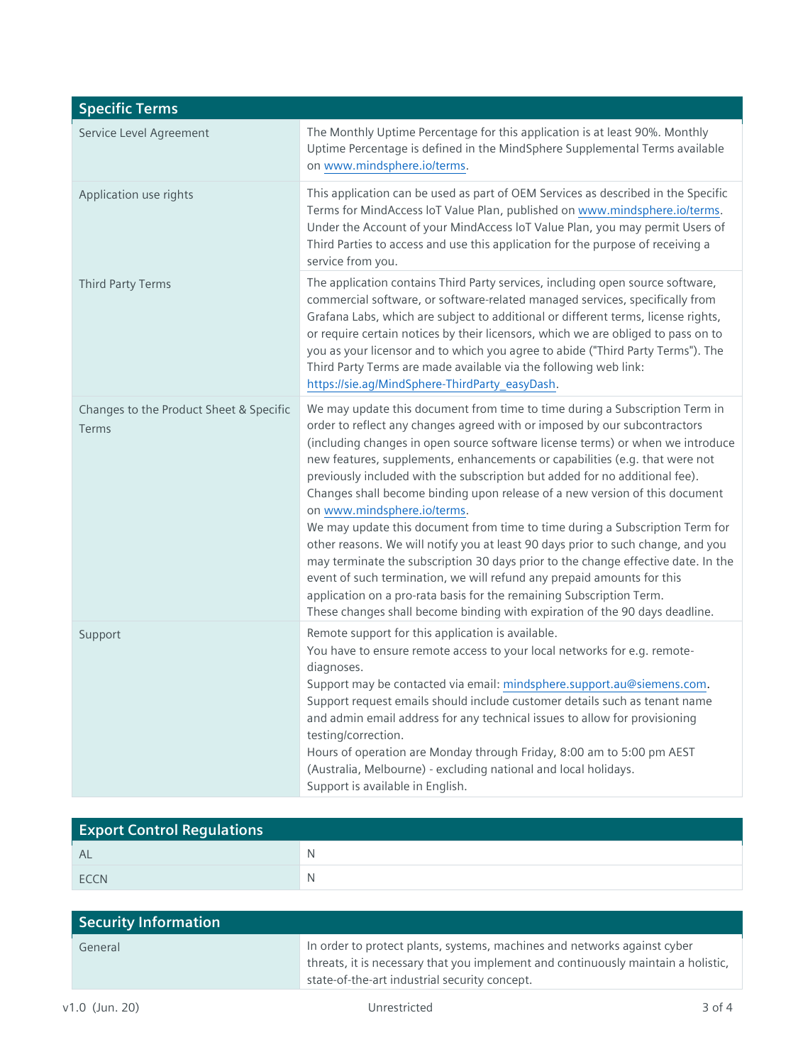| Specific Terms | |
|---|---|
| Service Level Agreement | The Monthly Uptime Percentage for this application is at least 90%. Monthly Uptime Percentage is defined in the MindSphere Supplemental Terms available on www.mindsphere.io/terms. |
| Application use rights | This application can be used as part of OEM Services as described in the Specific Terms for MindAccess IoT Value Plan, published on www.mindsphere.io/terms. Under the Account of your MindAccess IoT Value Plan, you may permit Users of Third Parties to access and use this application for the purpose of receiving a service from you. |
| Third Party Terms | The application contains Third Party services, including open source software, commercial software, or software-related managed services, specifically from Grafana Labs, which are subject to additional or different terms, license rights, or require certain notices by their licensors, which we are obliged to pass on to you as your licensor and to which you agree to abide ("Third Party Terms"). The Third Party Terms are made available via the following web link: https://sie.ag/MindSphere-ThirdParty_easyDash. |
| Changes to the Product Sheet & Specific Terms | We may update this document from time to time during a Subscription Term in order to reflect any changes agreed with or imposed by our subcontractors (including changes in open source software license terms) or when we introduce new features, supplements, enhancements or capabilities (e.g. that were not previously included with the subscription but added for no additional fee). Changes shall become binding upon release of a new version of this document on www.mindsphere.io/terms.<br>We may update this document from time to time during a Subscription Term for other reasons. We will notify you at least 90 days prior to such change, and you may terminate the subscription 30 days prior to the change effective date. In the event of such termination, we will refund any prepaid amounts for this application on a pro-rata basis for the remaining Subscription Term.<br>These changes shall become binding with expiration of the 90 days deadline. |
| Support | Remote support for this application is available.<br>You have to ensure remote access to your local networks for e.g. remote-diagnoses.<br>Support may be contacted via email: mindsphere.support.au@siemens.com.<br>Support request emails should include customer details such as tenant name and admin email address for any technical issues to allow for provisioning testing/correction.<br>Hours of operation are Monday through Friday, 8:00 am to 5:00 pm AEST (Australia, Melbourne) - excluding national and local holidays.<br>Support is available in English. |

| Export Control Regulations | |
|---|---|
| AL | N |
| ECCN | N |

| Security Information | |
|---|---|
| General | In order to protect plants, systems, machines and networks against cyber threats, it is necessary that you implement and continuously maintain a holistic, state-of-the-art industrial security concept. |

v1.0 (Jun. 20) Unrestricted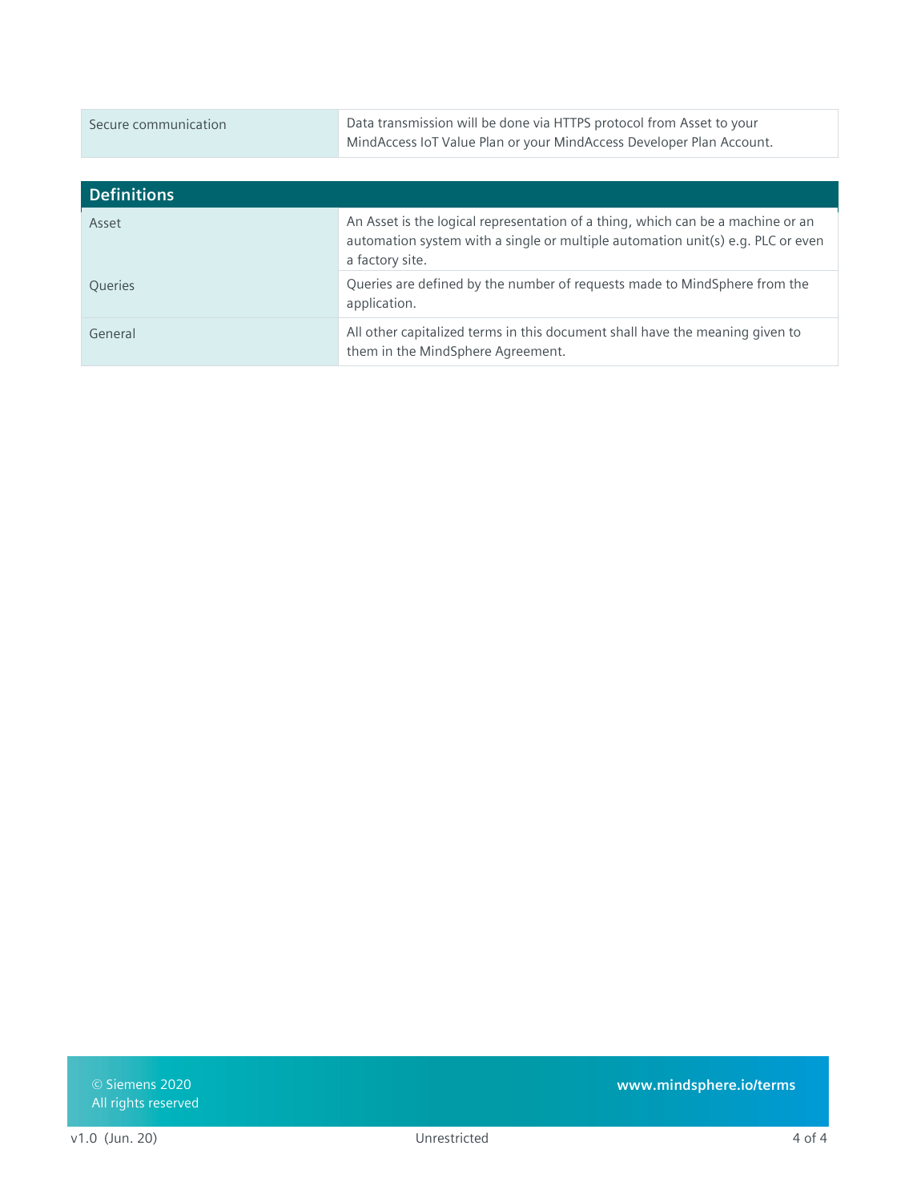| | |
|---|---|
| Secure communication | Data transmission will be done via HTTPS protocol from Asset to your MindAccess IoT Value Plan or your MindAccess Developer Plan Account. |

## Definitions

| | |
|---|---|
| Asset | An Asset is the logical representation of a thing, which can be a machine or an automation system with a single or multiple automation unit(s) e.g. PLC or even a factory site. |
| Queries | Queries are defined by the number of requests made to MindSphere from the application. |
| General | All other capitalized terms in this document shall have the meaning given to them in the MindSphere Agreement. |

© Siemens 2020
All rights reserved

www.mindsphere.io/terms

v1.0 (Jun. 20)

Unrestricted